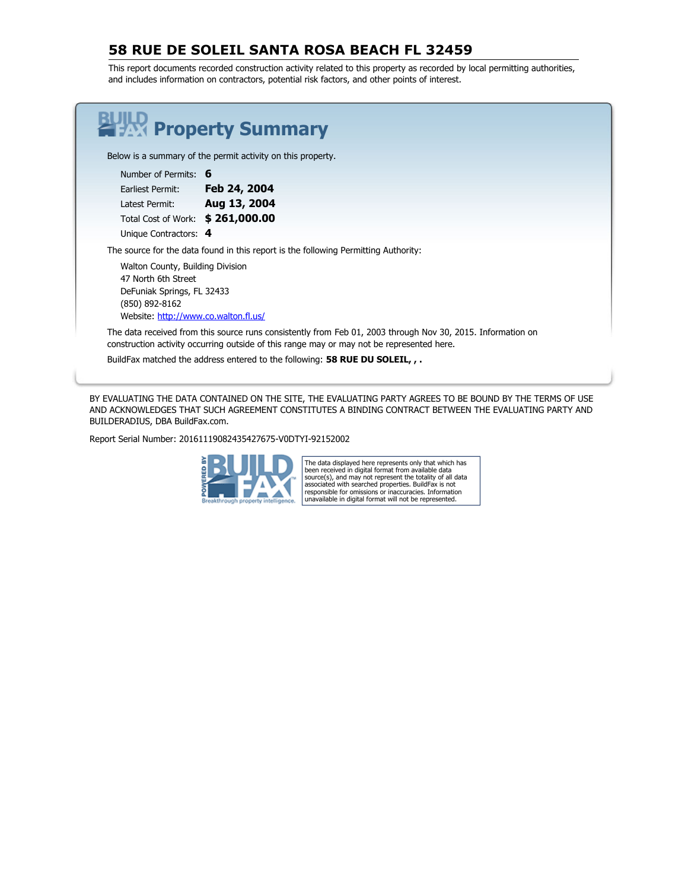# 58 RUE DE SOLEIL SANTA ROSA BEACH FL 32459

This report documents recorded construction activity related to this property as recorded by local permitting authorities, and includes information on contractors, potential risk factors, and other points of interest.

## Property Summary

Below is a summary of the permit activity on this property.

| | |
|---|---|
| Number of Permits: | **6** |
| Earliest Permit: | **Feb 24, 2004** |
| Latest Permit: | **Aug 13, 2004** |
| Total Cost of Work: | **$ 261,000.00** |
| Unique Contractors: | **4** |

The source for the data found in this report is the following Permitting Authority:

Walton County, Building Division
47 North 6th Street
DeFuniak Springs, FL 32433
(850) 892-8162
Website: http://www.co.walton.fl.us/

The data received from this source runs consistently from Feb 01, 2003 through Nov 30, 2015. Information on construction activity occurring outside of this range may or may not be represented here.

BuildFax matched the address entered to the following: **58 RUE DU SOLEIL, , .**

BY EVALUATING THE DATA CONTAINED ON THE SITE, THE EVALUATING PARTY AGREES TO BE BOUND BY THE TERMS OF USE AND ACKNOWLEDGES THAT SUCH AGREEMENT CONSTITUTES A BINDING CONTRACT BETWEEN THE EVALUATING PARTY AND BUILDERADIUS, DBA BuildFax.com.

Report Serial Number: 20161119082435427675-V0DTYI-92152002

POWERED BY BUILD FAX™ Breakthrough property intelligence.

The data displayed here represents only that which has been received in digital format from available data source(s), and may not represent the totality of all data associated with searched properties. BuildFax is not responsible for omissions or inaccuracies. Information unavailable in digital format will not be represented.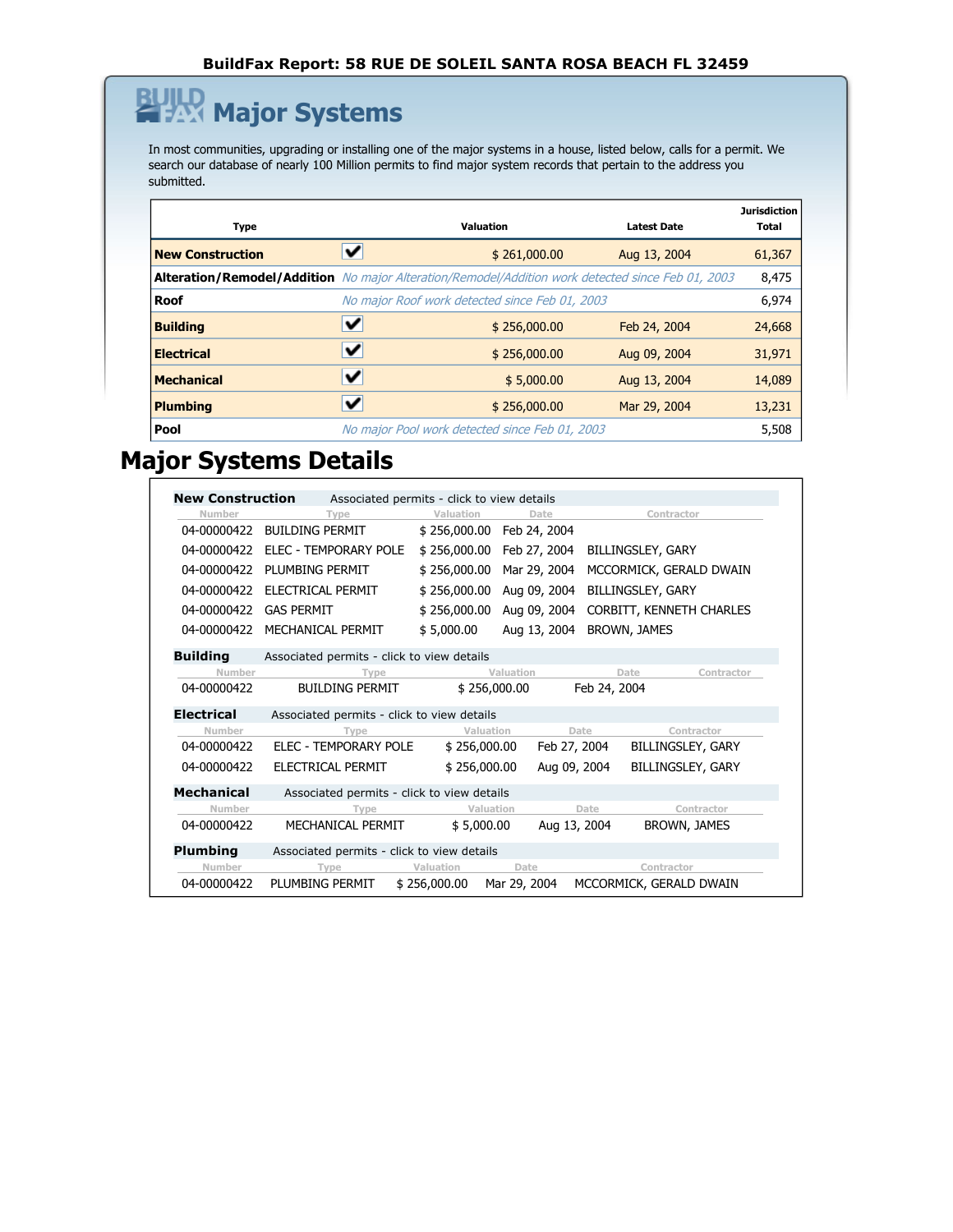BuildFax Report: 58 RUE DE SOLEIL SANTA ROSA BEACH FL 32459

# Major Systems

In most communities, upgrading or installing one of the major systems in a house, listed below, calls for a permit. We search our database of nearly 100 Million permits to find major system records that pertain to the address you submitted.

| Type | | Valuation | Latest Date | Jurisdiction Total |
|---|---|---|---|---|
| **New Construction** | ✔ | $ 261,000.00 | Aug 13, 2004 | 61,367 |
| **Alteration/Remodel/Addition** | *No major Alteration/Remodel/Addition work detected since Feb 01, 2003* | | | 8,475 |
| **Roof** | *No major Roof work detected since Feb 01, 2003* | | | 6,974 |
| **Building** | ✔ | $ 256,000.00 | Feb 24, 2004 | 24,668 |
| **Electrical** | ✔ | $ 256,000.00 | Aug 09, 2004 | 31,971 |
| **Mechanical** | ✔ | $ 5,000.00 | Aug 13, 2004 | 14,089 |
| **Plumbing** | ✔ | $ 256,000.00 | Mar 29, 2004 | 13,231 |
| **Pool** | *No major Pool work detected since Feb 01, 2003* | | | 5,508 |

# Major Systems Details

**New Construction** Associated permits - click to view details

| Number | Type | Valuation | Date | Contractor |
|---|---|---|---|---|
| 04-00000422 | BUILDING PERMIT | $ 256,000.00 | Feb 24, 2004 | |
| 04-00000422 | ELEC - TEMPORARY POLE | $ 256,000.00 | Feb 27, 2004 | BILLINGSLEY, GARY |
| 04-00000422 | PLUMBING PERMIT | $ 256,000.00 | Mar 29, 2004 | MCCORMICK, GERALD DWAIN |
| 04-00000422 | ELECTRICAL PERMIT | $ 256,000.00 | Aug 09, 2004 | BILLINGSLEY, GARY |
| 04-00000422 | GAS PERMIT | $ 256,000.00 | Aug 09, 2004 | CORBITT, KENNETH CHARLES |
| 04-00000422 | MECHANICAL PERMIT | $ 5,000.00 | Aug 13, 2004 | BROWN, JAMES |

**Building** Associated permits - click to view details

| Number | Type | Valuation | Date | Contractor |
|---|---|---|---|---|
| 04-00000422 | BUILDING PERMIT | $ 256,000.00 | Feb 24, 2004 | |

**Electrical** Associated permits - click to view details

| Number | Type | Valuation | Date | Contractor |
|---|---|---|---|---|
| 04-00000422 | ELEC - TEMPORARY POLE | $ 256,000.00 | Feb 27, 2004 | BILLINGSLEY, GARY |
| 04-00000422 | ELECTRICAL PERMIT | $ 256,000.00 | Aug 09, 2004 | BILLINGSLEY, GARY |

**Mechanical** Associated permits - click to view details

| Number | Type | Valuation | Date | Contractor |
|---|---|---|---|---|
| 04-00000422 | MECHANICAL PERMIT | $ 5,000.00 | Aug 13, 2004 | BROWN, JAMES |

**Plumbing** Associated permits - click to view details

| Number | Type | Valuation | Date | Contractor |
|---|---|---|---|---|
| 04-00000422 | PLUMBING PERMIT | $ 256,000.00 | Mar 29, 2004 | MCCORMICK, GERALD DWAIN |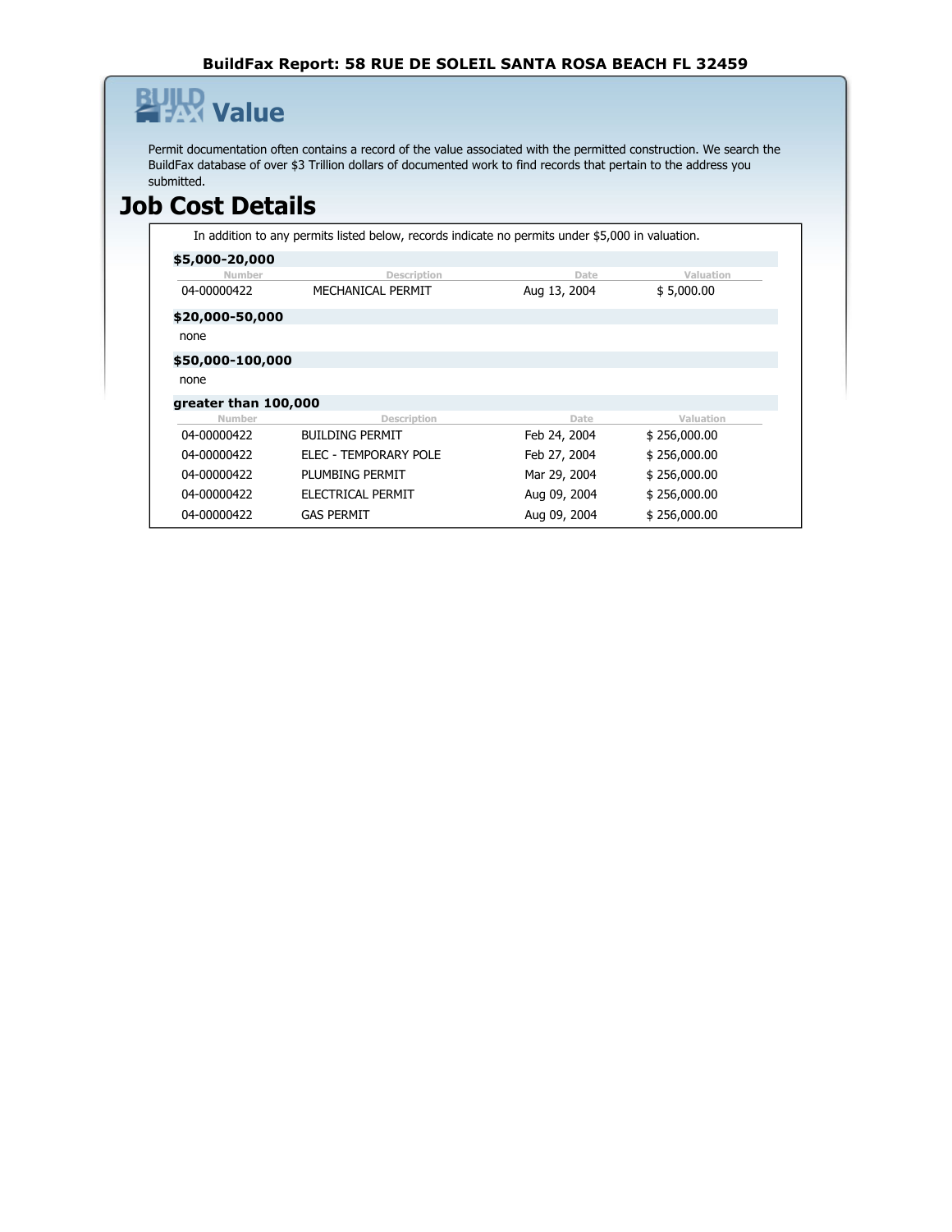BuildFax Report: 58 RUE DE SOLEIL SANTA ROSA BEACH FL 32459

# Value

Permit documentation often contains a record of the value associated with the permitted construction. We search the BuildFax database of over $3 Trillion dollars of documented work to find records that pertain to the address you submitted.

## Job Cost Details

In addition to any permits listed below, records indicate no permits under $5,000 in valuation.

### $5,000-20,000

| Number | Description | Date | Valuation |
|---|---|---|---|
| 04-00000422 | MECHANICAL PERMIT | Aug 13, 2004 | $ 5,000.00 |

### $20,000-50,000

none

### $50,000-100,000

none

### greater than 100,000

| Number | Description | Date | Valuation |
|---|---|---|---|
| 04-00000422 | BUILDING PERMIT | Feb 24, 2004 | $ 256,000.00 |
| 04-00000422 | ELEC - TEMPORARY POLE | Feb 27, 2004 | $ 256,000.00 |
| 04-00000422 | PLUMBING PERMIT | Mar 29, 2004 | $ 256,000.00 |
| 04-00000422 | ELECTRICAL PERMIT | Aug 09, 2004 | $ 256,000.00 |
| 04-00000422 | GAS PERMIT | Aug 09, 2004 | $ 256,000.00 |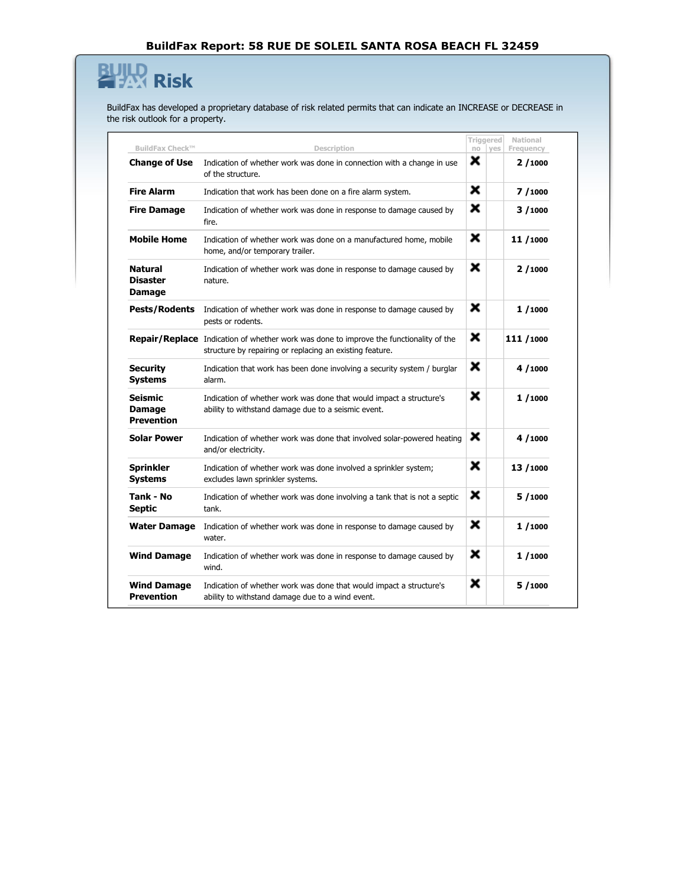**BuildFax Report: 58 RUE DE SOLEIL SANTA ROSA BEACH FL 32459**

# Risk

BuildFax has developed a proprietary database of risk related permits that can indicate an INCREASE or DECREASE in the risk outlook for a property.

| BuildFax Check™ | Description | Triggered no | Triggered yes | National Frequency |
|---|---|---|---|---|
| **Change of Use** | Indication of whether work was done in connection with a change in use of the structure. | ✖ | | **2 /1000** |
| **Fire Alarm** | Indication that work has been done on a fire alarm system. | ✖ | | **7 /1000** |
| **Fire Damage** | Indication of whether work was done in response to damage caused by fire. | ✖ | | **3 /1000** |
| **Mobile Home** | Indication of whether work was done on a manufactured home, mobile home, and/or temporary trailer. | ✖ | | **11 /1000** |
| **Natural Disaster Damage** | Indication of whether work was done in response to damage caused by nature. | ✖ | | **2 /1000** |
| **Pests/Rodents** | Indication of whether work was done in response to damage caused by pests or rodents. | ✖ | | **1 /1000** |
| **Repair/Replace** | Indication of whether work was done to improve the functionality of the structure by repairing or replacing an existing feature. | ✖ | | **111 /1000** |
| **Security Systems** | Indication that work has been done involving a security system / burglar alarm. | ✖ | | **4 /1000** |
| **Seismic Damage Prevention** | Indication of whether work was done that would impact a structure's ability to withstand damage due to a seismic event. | ✖ | | **1 /1000** |
| **Solar Power** | Indication of whether work was done that involved solar-powered heating and/or electricity. | ✖ | | **4 /1000** |
| **Sprinkler Systems** | Indication of whether work was done involved a sprinkler system; excludes lawn sprinkler systems. | ✖ | | **13 /1000** |
| **Tank - No Septic** | Indication of whether work was done involving a tank that is not a septic tank. | ✖ | | **5 /1000** |
| **Water Damage** | Indication of whether work was done in response to damage caused by water. | ✖ | | **1 /1000** |
| **Wind Damage** | Indication of whether work was done in response to damage caused by wind. | ✖ | | **1 /1000** |
| **Wind Damage Prevention** | Indication of whether work was done that would impact a structure's ability to withstand damage due to a wind event. | ✖ | | **5 /1000** |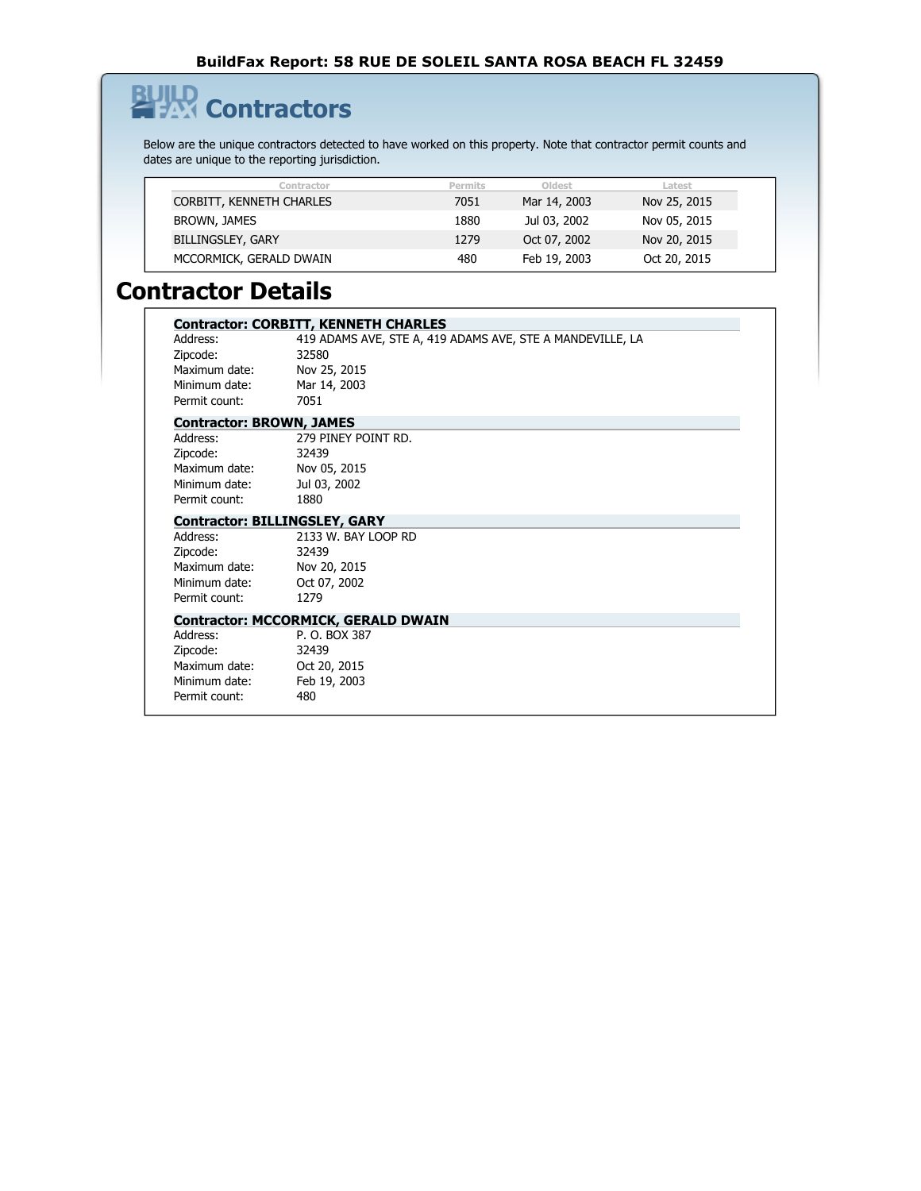BuildFax Report: 58 RUE DE SOLEIL SANTA ROSA BEACH FL 32459

# Contractors

Below are the unique contractors detected to have worked on this property. Note that contractor permit counts and dates are unique to the reporting jurisdiction.

| Contractor | Permits | Oldest | Latest |
|---|---|---|---|
| CORBITT, KENNETH CHARLES | 7051 | Mar 14, 2003 | Nov 25, 2015 |
| BROWN, JAMES | 1880 | Jul 03, 2002 | Nov 05, 2015 |
| BILLINGSLEY, GARY | 1279 | Oct 07, 2002 | Nov 20, 2015 |
| MCCORMICK, GERALD DWAIN | 480 | Feb 19, 2003 | Oct 20, 2015 |

# Contractor Details

**Contractor: CORBITT, KENNETH CHARLES**

| | |
|---|---|
| Address: | 419 ADAMS AVE, STE A, 419 ADAMS AVE, STE A MANDEVILLE, LA |
| Zipcode: | 32580 |
| Maximum date: | Nov 25, 2015 |
| Minimum date: | Mar 14, 2003 |
| Permit count: | 7051 |

**Contractor: BROWN, JAMES**

| | |
|---|---|
| Address: | 279 PINEY POINT RD. |
| Zipcode: | 32439 |
| Maximum date: | Nov 05, 2015 |
| Minimum date: | Jul 03, 2002 |
| Permit count: | 1880 |

**Contractor: BILLINGSLEY, GARY**

| | |
|---|---|
| Address: | 2133 W. BAY LOOP RD |
| Zipcode: | 32439 |
| Maximum date: | Nov 20, 2015 |
| Minimum date: | Oct 07, 2002 |
| Permit count: | 1279 |

**Contractor: MCCORMICK, GERALD DWAIN**

| | |
|---|---|
| Address: | P. O. BOX 387 |
| Zipcode: | 32439 |
| Maximum date: | Oct 20, 2015 |
| Minimum date: | Feb 19, 2003 |
| Permit count: | 480 |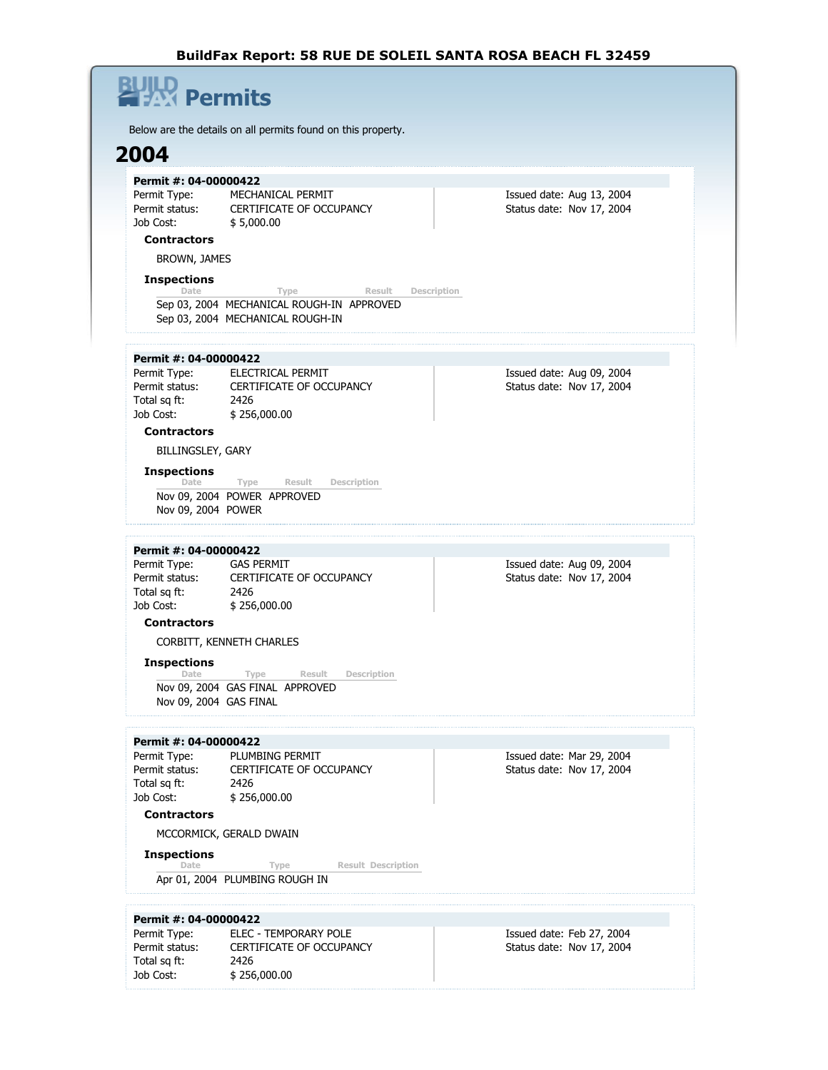BuildFax Report: 58 RUE DE SOLEIL SANTA ROSA BEACH FL 32459

# Permits

Below are the details on all permits found on this property.

## 2004

### Permit #: 04-00000422

Permit Type: MECHANICAL PERMIT
Permit status: CERTIFICATE OF OCCUPANCY
Job Cost: $ 5,000.00

Issued date: Aug 13, 2004
Status date: Nov 17, 2004

**Contractors**

BROWN, JAMES

**Inspections**

| Date | Type | Result | Description |
|---|---|---|---|
| Sep 03, 2004 | MECHANICAL ROUGH-IN | APPROVED | |
| Sep 03, 2004 | MECHANICAL ROUGH-IN | | |

### Permit #: 04-00000422

Permit Type: ELECTRICAL PERMIT
Permit status: CERTIFICATE OF OCCUPANCY
Total sq ft: 2426
Job Cost: $ 256,000.00

Issued date: Aug 09, 2004
Status date: Nov 17, 2004

**Contractors**

BILLINGSLEY, GARY

**Inspections**

| Date | Type | Result | Description |
|---|---|---|---|
| Nov 09, 2004 | POWER | APPROVED | |
| Nov 09, 2004 | POWER | | |

### Permit #: 04-00000422

Permit Type: GAS PERMIT
Permit status: CERTIFICATE OF OCCUPANCY
Total sq ft: 2426
Job Cost: $ 256,000.00

Issued date: Aug 09, 2004
Status date: Nov 17, 2004

**Contractors**

CORBITT, KENNETH CHARLES

**Inspections**

| Date | Type | Result | Description |
|---|---|---|---|
| Nov 09, 2004 | GAS FINAL | APPROVED | |
| Nov 09, 2004 | GAS FINAL | | |

### Permit #: 04-00000422

Permit Type: PLUMBING PERMIT
Permit status: CERTIFICATE OF OCCUPANCY
Total sq ft: 2426
Job Cost: $ 256,000.00

Issued date: Mar 29, 2004
Status date: Nov 17, 2004

**Contractors**

MCCORMICK, GERALD DWAIN

**Inspections**

| Date | Type | Result | Description |
|---|---|---|---|
| Apr 01, 2004 | PLUMBING ROUGH IN | | |

### Permit #: 04-00000422

Permit Type: ELEC - TEMPORARY POLE
Permit status: CERTIFICATE OF OCCUPANCY
Total sq ft: 2426
Job Cost: $ 256,000.00

Issued date: Feb 27, 2004
Status date: Nov 17, 2004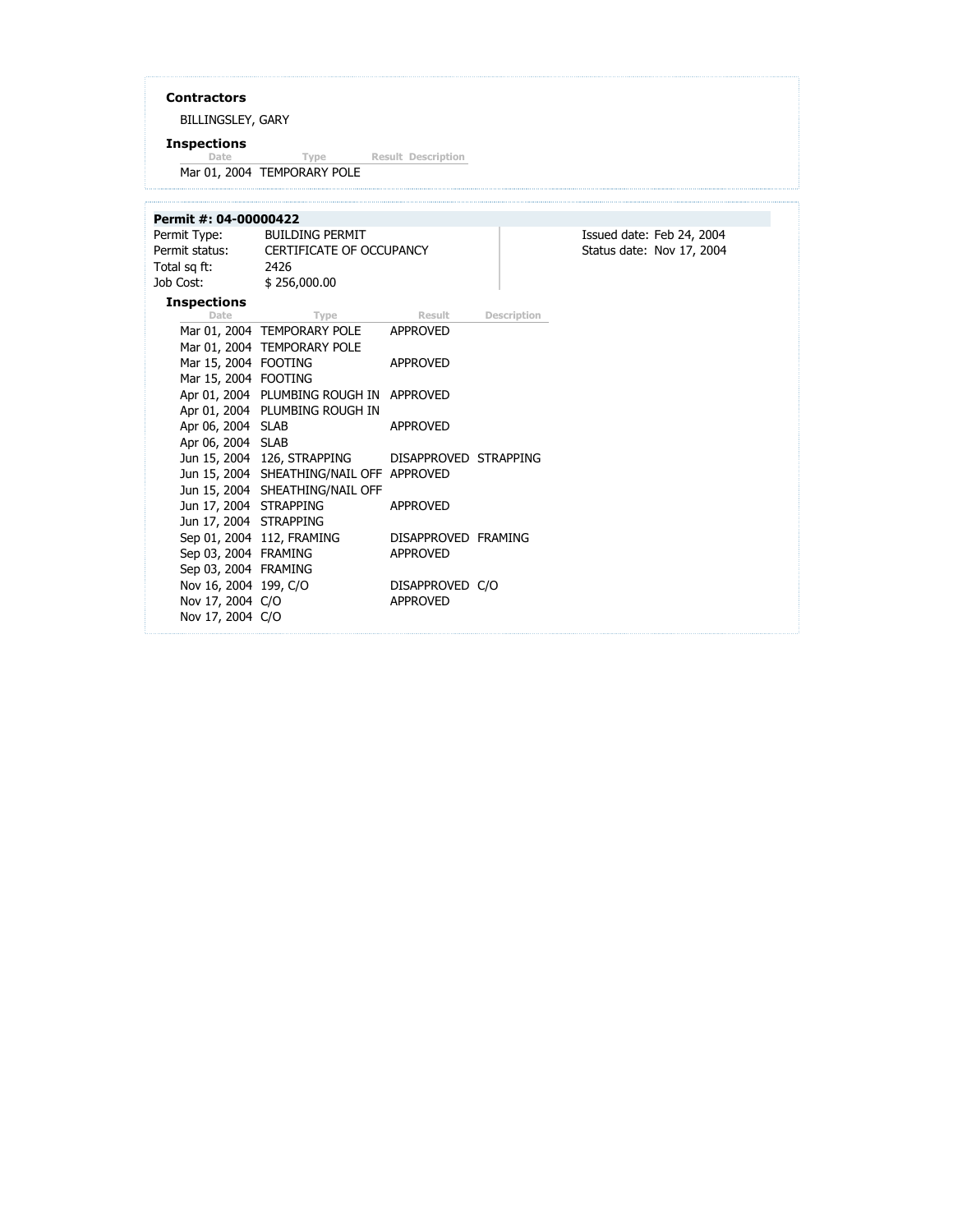### Contractors

BILLINGSLEY, GARY

### Inspections

| Date | Type | Result | Description |
| --- | --- | --- | --- |
| Mar 01, 2004 | TEMPORARY POLE | | |

## Permit #: 04-00000422

| | | | |
| --- | --- | --- | --- |
| Permit Type: | BUILDING PERMIT | Issued date: | Feb 24, 2004 |
| Permit status: | CERTIFICATE OF OCCUPANCY | Status date: | Nov 17, 2004 |
| Total sq ft: | 2426 | | |
| Job Cost: | $ 256,000.00 | | |

### Inspections

| Date | Type | Result | Description |
| --- | --- | --- | --- |
| Mar 01, 2004 | TEMPORARY POLE | APPROVED | |
| Mar 01, 2004 | TEMPORARY POLE | | |
| Mar 15, 2004 | FOOTING | APPROVED | |
| Mar 15, 2004 | FOOTING | | |
| Apr 01, 2004 | PLUMBING ROUGH IN | APPROVED | |
| Apr 01, 2004 | PLUMBING ROUGH IN | | |
| Apr 06, 2004 | SLAB | APPROVED | |
| Apr 06, 2004 | SLAB | | |
| Jun 15, 2004 | 126, STRAPPING | DISAPPROVED | STRAPPING |
| Jun 15, 2004 | SHEATHING/NAIL OFF | APPROVED | |
| Jun 15, 2004 | SHEATHING/NAIL OFF | | |
| Jun 17, 2004 | STRAPPING | APPROVED | |
| Jun 17, 2004 | STRAPPING | | |
| Sep 01, 2004 | 112, FRAMING | DISAPPROVED | FRAMING |
| Sep 03, 2004 | FRAMING | APPROVED | |
| Sep 03, 2004 | FRAMING | | |
| Nov 16, 2004 | 199, C/O | DISAPPROVED | C/O |
| Nov 17, 2004 | C/O | APPROVED | |
| Nov 17, 2004 | C/O | | |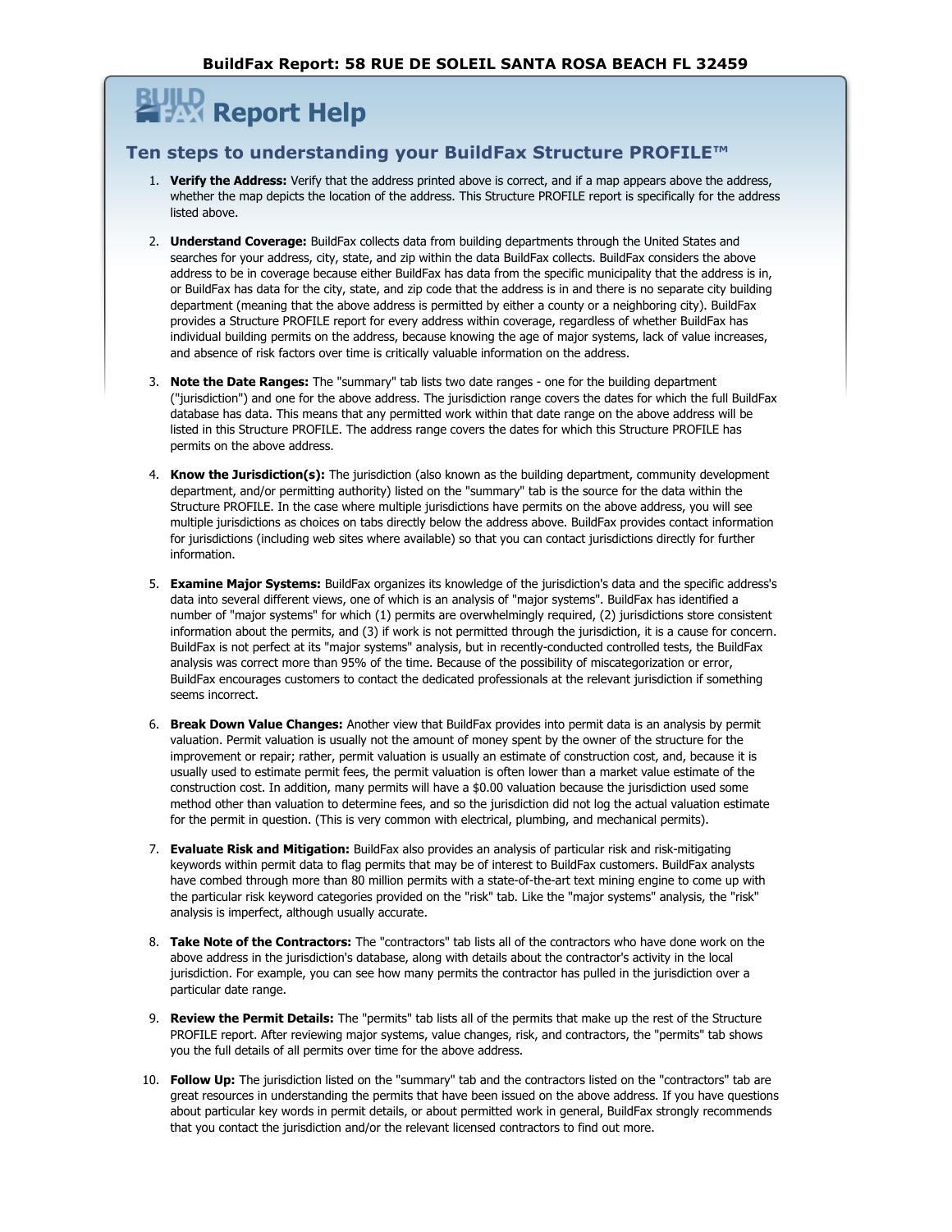# BuildFax Report: 58 RUE DE SOLEIL SANTA ROSA BEACH FL 32459

## Report Help

### Ten steps to understanding your BuildFax Structure PROFILE™

1. **Verify the Address:** Verify that the address printed above is correct, and if a map appears above the address, whether the map depicts the location of the address. This Structure PROFILE report is specifically for the address listed above.

2. **Understand Coverage:** BuildFax collects data from building departments through the United States and searches for your address, city, state, and zip within the data BuildFax collects. BuildFax considers the above address to be in coverage because either BuildFax has data from the specific municipality that the address is in, or BuildFax has data for the city, state, and zip code that the address is in and there is no separate city building department (meaning that the above address is permitted by either a county or a neighboring city). BuildFax provides a Structure PROFILE report for every address within coverage, regardless of whether BuildFax has individual building permits on the address, because knowing the age of major systems, lack of value increases, and absence of risk factors over time is critically valuable information on the address.

3. **Note the Date Ranges:** The "summary" tab lists two date ranges - one for the building department ("jurisdiction") and one for the above address. The jurisdiction range covers the dates for which the full BuildFax database has data. This means that any permitted work within that date range on the above address will be listed in this Structure PROFILE. The address range covers the dates for which this Structure PROFILE has permits on the above address.

4. **Know the Jurisdiction(s):** The jurisdiction (also known as the building department, community development department, and/or permitting authority) listed on the "summary" tab is the source for the data within the Structure PROFILE. In the case where multiple jurisdictions have permits on the above address, you will see multiple jurisdictions as choices on tabs directly below the address above. BuildFax provides contact information for jurisdictions (including web sites where available) so that you can contact jurisdictions directly for further information.

5. **Examine Major Systems:** BuildFax organizes its knowledge of the jurisdiction's data and the specific address's data into several different views, one of which is an analysis of "major systems". BuildFax has identified a number of "major systems" for which (1) permits are overwhelmingly required, (2) jurisdictions store consistent information about the permits, and (3) if work is not permitted through the jurisdiction, it is a cause for concern. BuildFax is not perfect at its "major systems" analysis, but in recently-conducted controlled tests, the BuildFax analysis was correct more than 95% of the time. Because of the possibility of miscategorization or error, BuildFax encourages customers to contact the dedicated professionals at the relevant jurisdiction if something seems incorrect.

6. **Break Down Value Changes:** Another view that BuildFax provides into permit data is an analysis by permit valuation. Permit valuation is usually not the amount of money spent by the owner of the structure for the improvement or repair; rather, permit valuation is usually an estimate of construction cost, and, because it is usually used to estimate permit fees, the permit valuation is often lower than a market value estimate of the construction cost. In addition, many permits will have a $0.00 valuation because the jurisdiction used some method other than valuation to determine fees, and so the jurisdiction did not log the actual valuation estimate for the permit in question. (This is very common with electrical, plumbing, and mechanical permits).

7. **Evaluate Risk and Mitigation:** BuildFax also provides an analysis of particular risk and risk-mitigating keywords within permit data to flag permits that may be of interest to BuildFax customers. BuildFax analysts have combed through more than 80 million permits with a state-of-the-art text mining engine to come up with the particular risk keyword categories provided on the "risk" tab. Like the "major systems" analysis, the "risk" analysis is imperfect, although usually accurate.

8. **Take Note of the Contractors:** The "contractors" tab lists all of the contractors who have done work on the above address in the jurisdiction's database, along with details about the contractor's activity in the local jurisdiction. For example, you can see how many permits the contractor has pulled in the jurisdiction over a particular date range.

9. **Review the Permit Details:** The "permits" tab lists all of the permits that make up the rest of the Structure PROFILE report. After reviewing major systems, value changes, risk, and contractors, the "permits" tab shows you the full details of all permits over time for the above address.

10. **Follow Up:** The jurisdiction listed on the "summary" tab and the contractors listed on the "contractors" tab are great resources in understanding the permits that have been issued on the above address. If you have questions about particular key words in permit details, or about permitted work in general, BuildFax strongly recommends that you contact the jurisdiction and/or the relevant licensed contractors to find out more.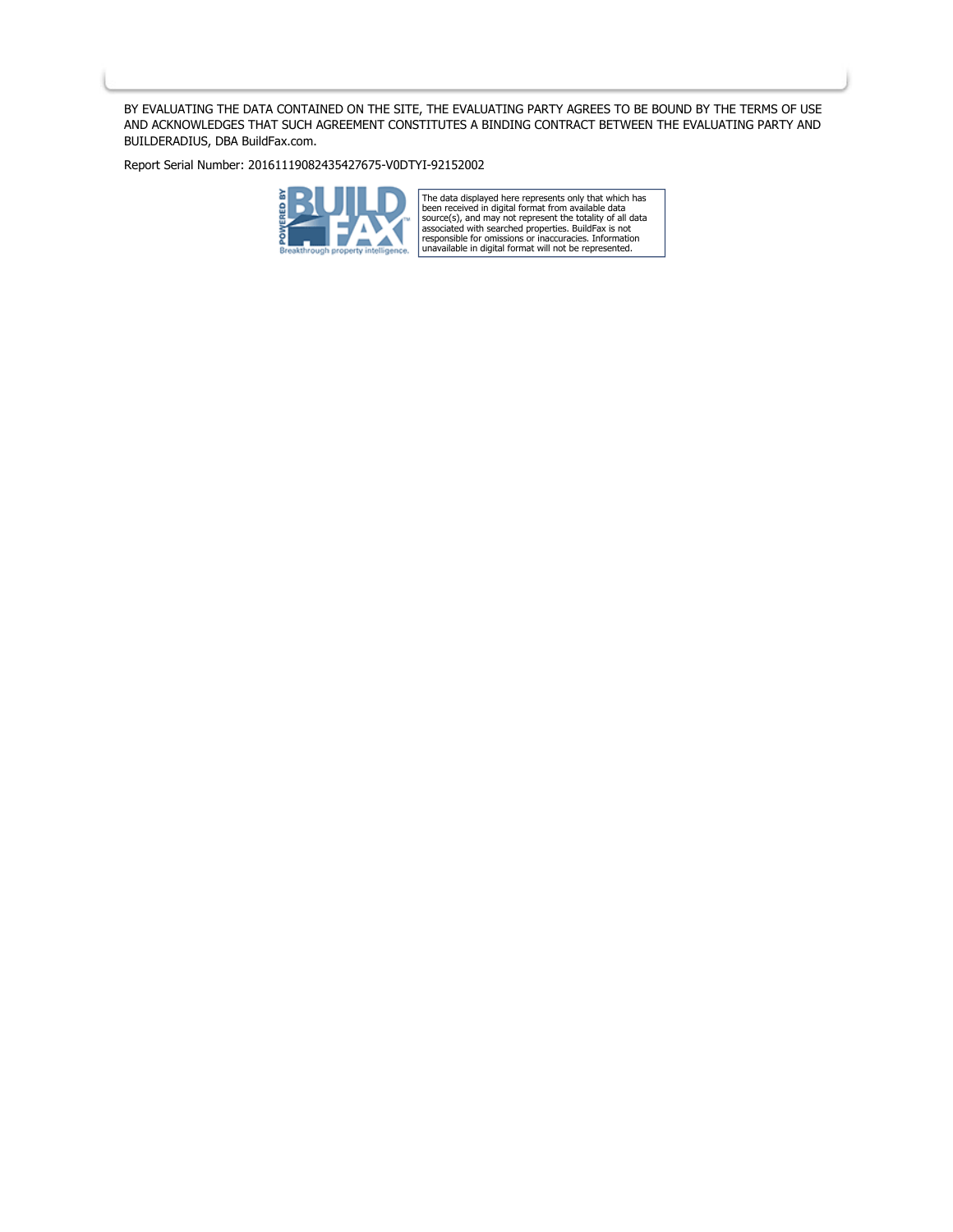BY EVALUATING THE DATA CONTAINED ON THE SITE, THE EVALUATING PARTY AGREES TO BE BOUND BY THE TERMS OF USE AND ACKNOWLEDGES THAT SUCH AGREEMENT CONSTITUTES A BINDING CONTRACT BETWEEN THE EVALUATING PARTY AND BUILDERADIUS, DBA BuildFax.com.

Report Serial Number: 20161119082435427675-V0DTYI-92152002

POWERED BY BUILD FAX™ Breakthrough property intelligence.

The data displayed here represents only that which has been received in digital format from available data source(s), and may not represent the totality of all data associated with searched properties. BuildFax is not responsible for omissions or inaccuracies. Information unavailable in digital format will not be represented.